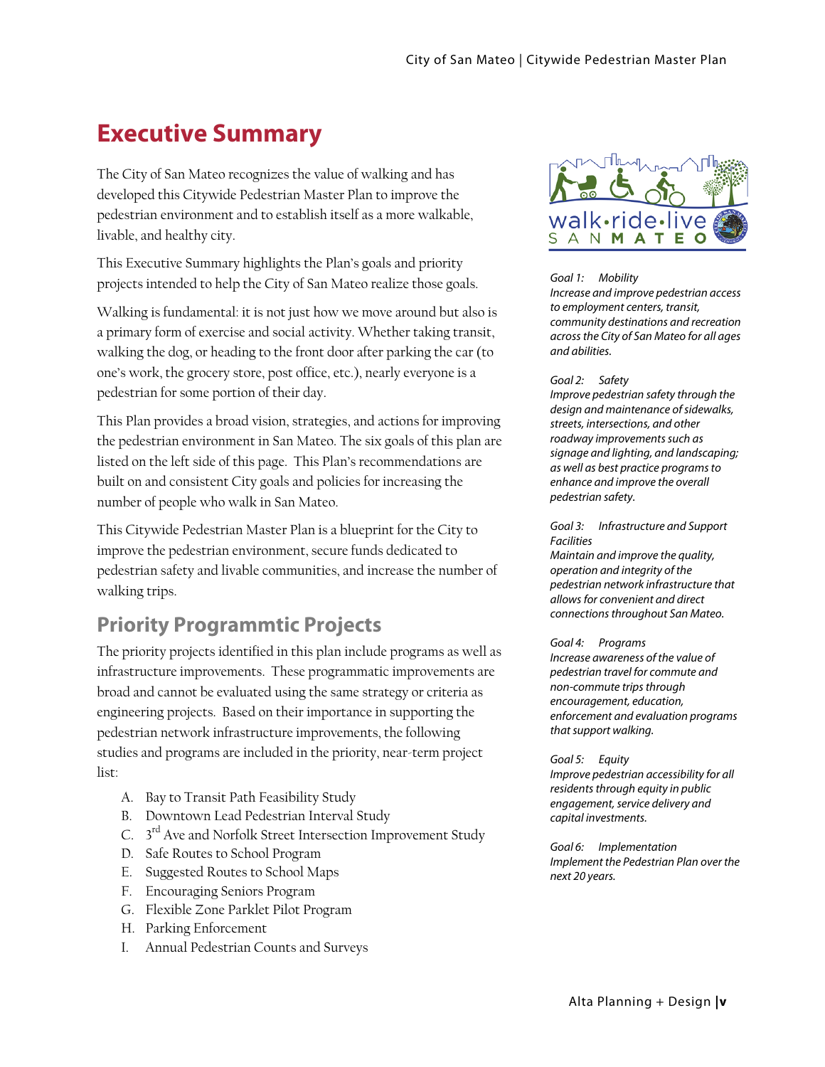# Executive Summary

The City of San Mateo recognizes the value of walking and has developed this Citywide Pedestrian Master Plan to improve the pedestrian environment and to establish itself as a more walkable, livable, and healthy city.

This Executive Summary highlights the Plan's goals and priority projects intended to help the City of San Mateo realize those goals.

Walking is fundamental: it is not just how we move around but also is a primary form of exercise and social activity. Whether taking transit, walking the dog, or heading to the front door after parking the car (to one's work, the grocery store, post office, etc.), nearly everyone is a pedestrian for some portion of their day.

This Plan provides a broad vision, strategies, and actions for improving the pedestrian environment in San Mateo. The six goals of this plan are listed on the left side of this page. This Plan's recommendations are built on and consistent City goals and policies for increasing the number of people who walk in San Mateo.

This Citywide Pedestrian Master Plan is a blueprint for the City to improve the pedestrian environment, secure funds dedicated to pedestrian safety and livable communities, and increase the number of walking trips.

## Priority Programmtic Projects

The priority projects identified in this plan include programs as well as infrastructure improvements. These programmatic improvements are broad and cannot be evaluated using the same strategy or criteria as engineering projects. Based on their importance in supporting the pedestrian network infrastructure improvements, the following studies and programs are included in the priority, near-term project list:

A. Bay to Transit Path Feasibility Study
B. Downtown Lead Pedestrian Interval Study
C. 3rd Ave and Norfolk Street Intersection Improvement Study
D. Safe Routes to School Program
E. Suggested Routes to School Maps
F. Encouraging Seniors Program
G. Flexible Zone Parklet Pilot Program
H. Parking Enforcement
I. Annual Pedestrian Counts and Surveys

walk•ride•live SAN MATEO

*Goal 1: Mobility*
*Increase and improve pedestrian access to employment centers, transit, community destinations and recreation across the City of San Mateo for all ages and abilities.*

*Goal 2: Safety*
*Improve pedestrian safety through the design and maintenance of sidewalks, streets, intersections, and other roadway improvements such as signage and lighting, and landscaping; as well as best practice programs to enhance and improve the overall pedestrian safety.*

*Goal 3: Infrastructure and Support Facilities*
*Maintain and improve the quality, operation and integrity of the pedestrian network infrastructure that allows for convenient and direct connections throughout San Mateo.*

*Goal 4: Programs*
*Increase awareness of the value of pedestrian travel for commute and non-commute trips through encouragement, education, enforcement and evaluation programs that support walking.*

*Goal 5: Equity*
*Improve pedestrian accessibility for all residents through equity in public engagement, service delivery and capital investments.*

*Goal 6: Implementation*
*Implement the Pedestrian Plan over the next 20 years.*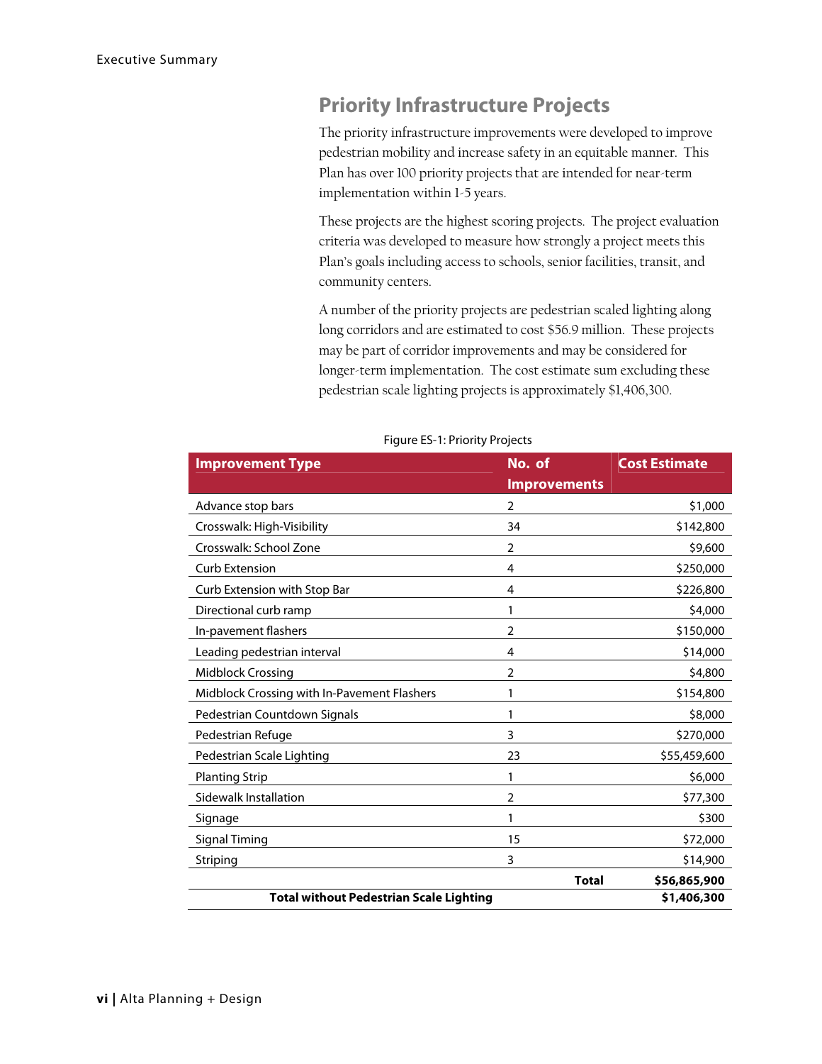## Priority Infrastructure Projects

The priority infrastructure improvements were developed to improve pedestrian mobility and increase safety in an equitable manner. This Plan has over 100 priority projects that are intended for near-term implementation within 1-5 years.

These projects are the highest scoring projects. The project evaluation criteria was developed to measure how strongly a project meets this Plan's goals including access to schools, senior facilities, transit, and community centers.

A number of the priority projects are pedestrian scaled lighting along long corridors and are estimated to cost $56.9 million. These projects may be part of corridor improvements and may be considered for longer-term implementation. The cost estimate sum excluding these pedestrian scale lighting projects is approximately $1,406,300.

Figure ES-1: Priority Projects

| Improvement Type | No. of Improvements | Cost Estimate |
|---|---|---|
| Advance stop bars | 2 | $1,000 |
| Crosswalk: High-Visibility | 34 | $142,800 |
| Crosswalk: School Zone | 2 | $9,600 |
| Curb Extension | 4 | $250,000 |
| Curb Extension with Stop Bar | 4 | $226,800 |
| Directional curb ramp | 1 | $4,000 |
| In-pavement flashers | 2 | $150,000 |
| Leading pedestrian interval | 4 | $14,000 |
| Midblock Crossing | 2 | $4,800 |
| Midblock Crossing with In-Pavement Flashers | 1 | $154,800 |
| Pedestrian Countdown Signals | 1 | $8,000 |
| Pedestrian Refuge | 3 | $270,000 |
| Pedestrian Scale Lighting | 23 | $55,459,600 |
| Planting Strip | 1 | $6,000 |
| Sidewalk Installation | 2 | $77,300 |
| Signage | 1 | $300 |
| Signal Timing | 15 | $72,000 |
| Striping | 3 | $14,900 |
| | **Total** | **$56,865,900** |
| **Total without Pedestrian Scale Lighting** | | **$1,406,300** |